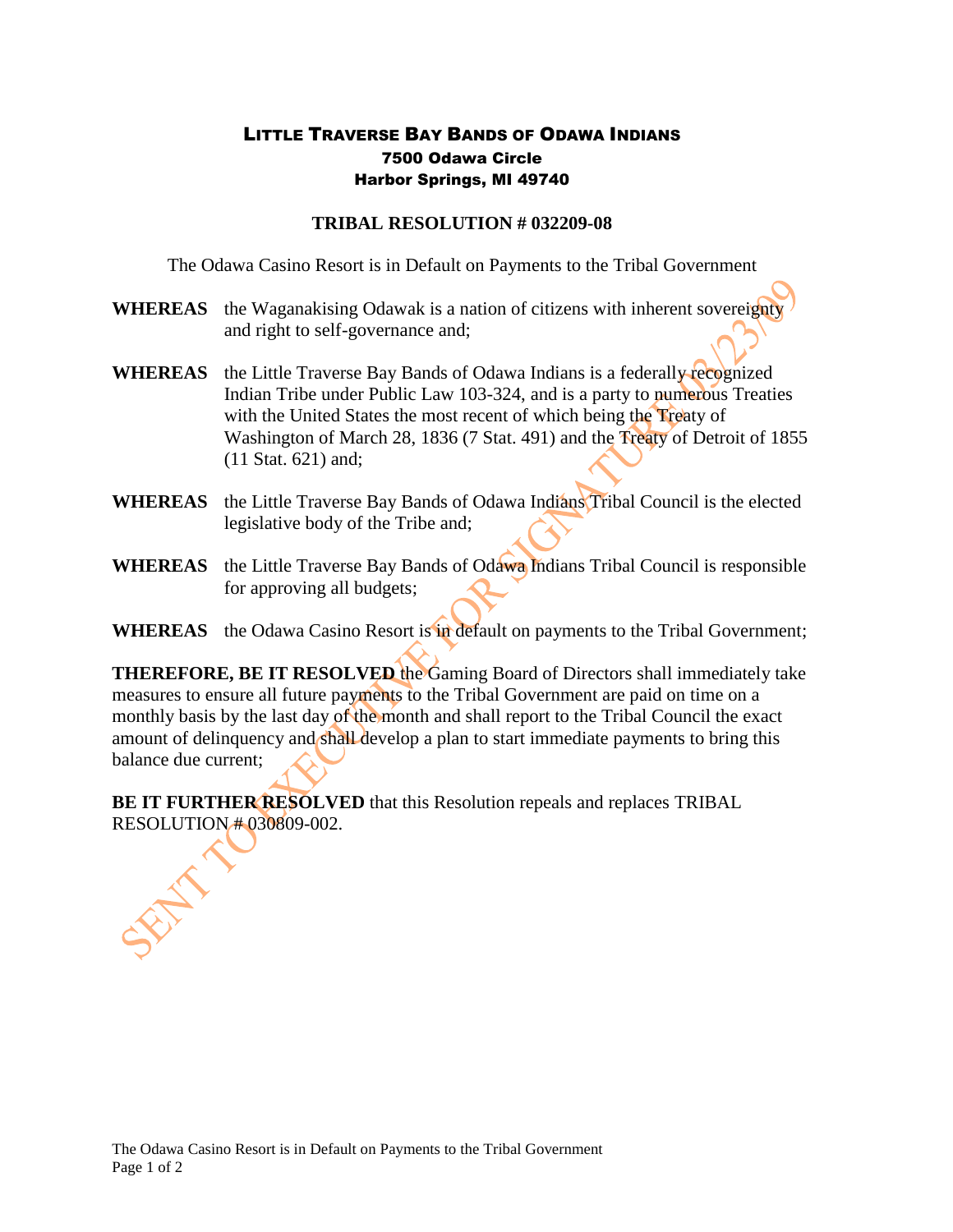# LITTLE TRAVERSE BAY BANDS OF ODAWA INDIANS

**7500 Odawa Circle**
**Harbor Springs, MI 49740**

## TRIBAL RESOLUTION # 032209-08

The Odawa Casino Resort is in Default on Payments to the Tribal Government

**WHEREAS** the Waganakising Odawak is a nation of citizens with inherent sovereignty and right to self-governance and;

**WHEREAS** the Little Traverse Bay Bands of Odawa Indians is a federally recognized Indian Tribe under Public Law 103-324, and is a party to numerous Treaties with the United States the most recent of which being the Treaty of Washington of March 28, 1836 (7 Stat. 491) and the Treaty of Detroit of 1855 (11 Stat. 621) and;

**WHEREAS** the Little Traverse Bay Bands of Odawa Indians Tribal Council is the elected legislative body of the Tribe and;

**WHEREAS** the Little Traverse Bay Bands of Odawa Indians Tribal Council is responsible for approving all budgets;

**WHEREAS** the Odawa Casino Resort is in default on payments to the Tribal Government;

**THEREFORE, BE IT RESOLVED** the Gaming Board of Directors shall immediately take measures to ensure all future payments to the Tribal Government are paid on time on a monthly basis by the last day of the month and shall report to the Tribal Council the exact amount of delinquency and shall develop a plan to start immediate payments to bring this balance due current;

**BE IT FURTHER RESOLVED** that this Resolution repeals and replaces TRIBAL RESOLUTION # 030809-002.

SENT TO EXECUTIVE FOR SIGNATURE 03/23/09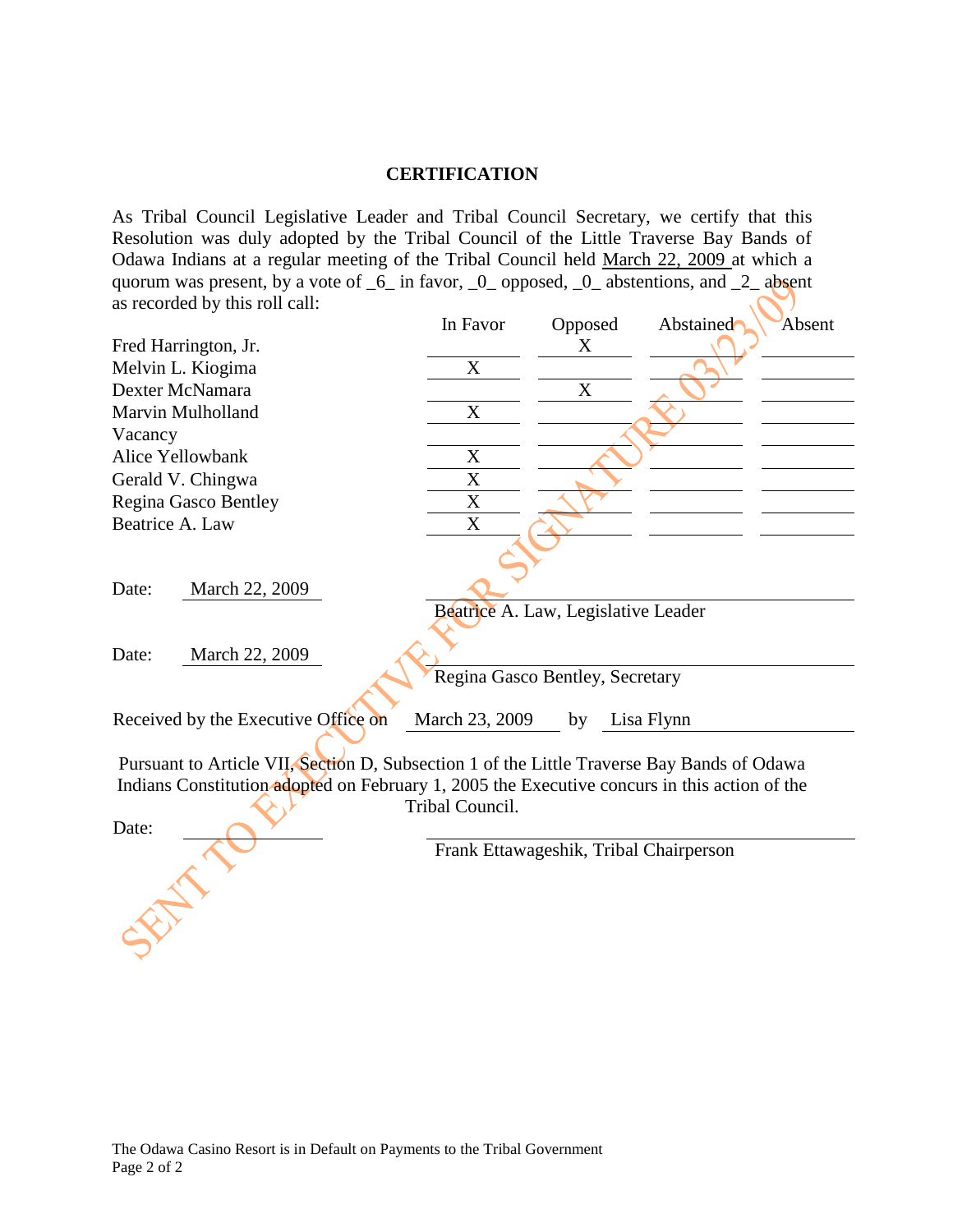## CERTIFICATION

As Tribal Council Legislative Leader and Tribal Council Secretary, we certify that this Resolution was duly adopted by the Tribal Council of the Little Traverse Bay Bands of Odawa Indians at a regular meeting of the Tribal Council held March 22, 2009 at which a quorum was present, by a vote of _6_ in favor, _0_ opposed, _0_ abstentions, and _2_ absent as recorded by this roll call:

| | In Favor | Opposed | Abstained | Absent |
|---|---|---|---|---|
| Fred Harrington, Jr. | | X | | |
| Melvin L. Kiogima | X | | | |
| Dexter McNamara | | X | | |
| Marvin Mulholland | X | | | |
| Vacancy | | | | |
| Alice Yellowbank | X | | | |
| Gerald V. Chingwa | X | | | |
| Regina Gasco Bentley | X | | | |
| Beatrice A. Law | X | | | |

Date: March 22, 2009 ______________________________
Beatrice A. Law, Legislative Leader

Date: March 22, 2009 ______________________________
Regina Gasco Bentley, Secretary

Received by the Executive Office on March 23, 2009 by Lisa Flynn

Pursuant to Article VII, Section D, Subsection 1 of the Little Traverse Bay Bands of Odawa Indians Constitution adopted on February 1, 2005 the Executive concurs in this action of the Tribal Council.

Date: ____________ ______________________________
Frank Ettawageshik, Tribal Chairperson

SENT TO EXECUTIVE FOR SIGNATURE 03/23/09